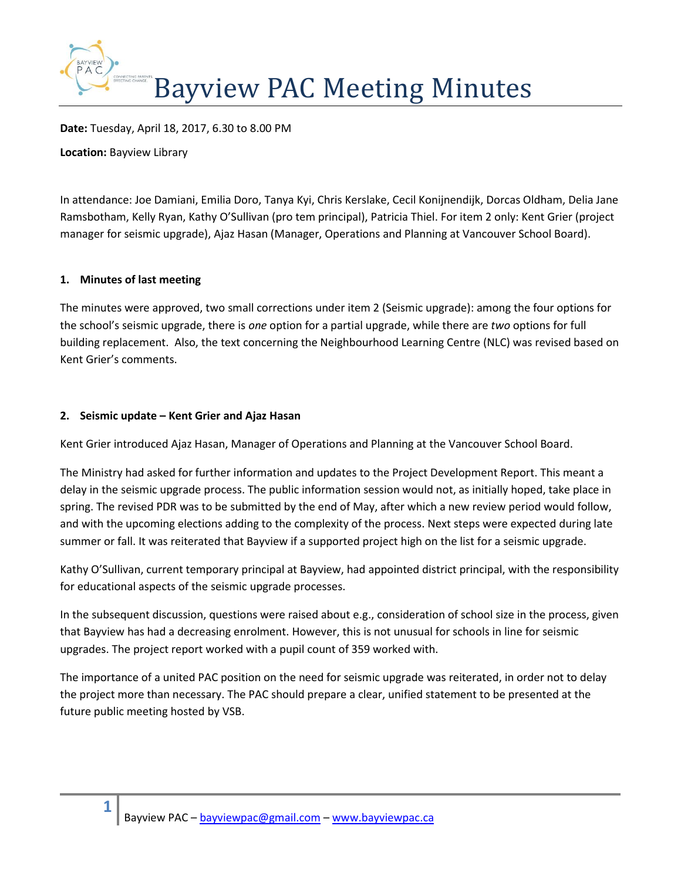# Bayview PAC Meeting Minutes

**Date:** Tuesday, April 18, 2017, 6.30 to 8.00 PM

**Location:** Bayview Library

In attendance: Joe Damiani, Emilia Doro, Tanya Kyi, Chris Kerslake, Cecil Konijnendijk, Dorcas Oldham, Delia Jane Ramsbotham, Kelly Ryan, Kathy O'Sullivan (pro tem principal), Patricia Thiel. For item 2 only: Kent Grier (project manager for seismic upgrade), Ajaz Hasan (Manager, Operations and Planning at Vancouver School Board).

**1. Minutes of last meeting**

The minutes were approved, two small corrections under item 2 (Seismic upgrade): among the four options for the school's seismic upgrade, there is *one* option for a partial upgrade, while there are *two* options for full building replacement. Also, the text concerning the Neighbourhood Learning Centre (NLC) was revised based on Kent Grier's comments.

**2. Seismic update – Kent Grier and Ajaz Hasan**

Kent Grier introduced Ajaz Hasan, Manager of Operations and Planning at the Vancouver School Board.

The Ministry had asked for further information and updates to the Project Development Report. This meant a delay in the seismic upgrade process. The public information session would not, as initially hoped, take place in spring. The revised PDR was to be submitted by the end of May, after which a new review period would follow, and with the upcoming elections adding to the complexity of the process. Next steps were expected during late summer or fall. It was reiterated that Bayview if a supported project high on the list for a seismic upgrade.

Kathy O'Sullivan, current temporary principal at Bayview, had appointed district principal, with the responsibility for educational aspects of the seismic upgrade processes.

In the subsequent discussion, questions were raised about e.g., consideration of school size in the process, given that Bayview has had a decreasing enrolment. However, this is not unusual for schools in line for seismic upgrades. The project report worked with a pupil count of 359 worked with.

The importance of a united PAC position on the need for seismic upgrade was reiterated, in order not to delay the project more than necessary. The PAC should prepare a clear, unified statement to be presented at the future public meeting hosted by VSB.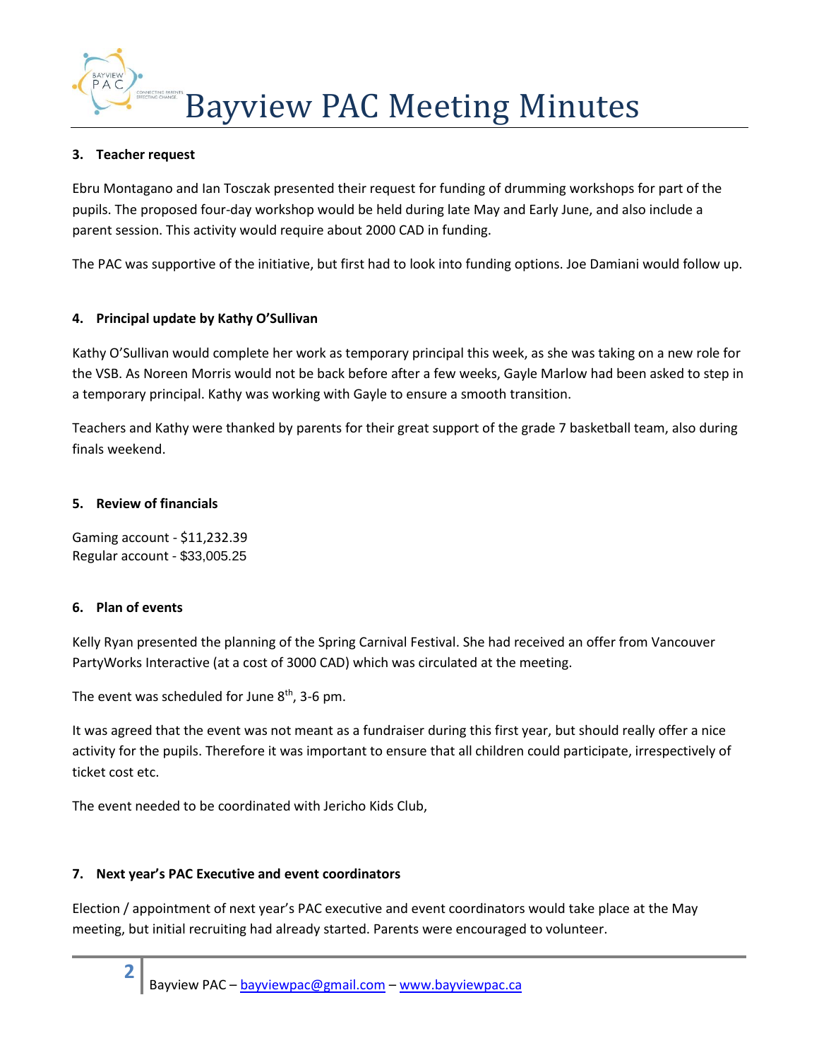### 3. Teacher request

Ebru Montagano and Ian Tosczak presented their request for funding of drumming workshops for part of the pupils. The proposed four-day workshop would be held during late May and Early June, and also include a parent session. This activity would require about 2000 CAD in funding.

The PAC was supportive of the initiative, but first had to look into funding options. Joe Damiani would follow up.

### 4. Principal update by Kathy O'Sullivan

Kathy O'Sullivan would complete her work as temporary principal this week, as she was taking on a new role for the VSB. As Noreen Morris would not be back before after a few weeks, Gayle Marlow had been asked to step in a temporary principal. Kathy was working with Gayle to ensure a smooth transition.

Teachers and Kathy were thanked by parents for their great support of the grade 7 basketball team, also during finals weekend.

### 5. Review of financials

Gaming account - $11,232.39
Regular account - $33,005.25

### 6. Plan of events

Kelly Ryan presented the planning of the Spring Carnival Festival. She had received an offer from Vancouver PartyWorks Interactive (at a cost of 3000 CAD) which was circulated at the meeting.

The event was scheduled for June 8th, 3-6 pm.

It was agreed that the event was not meant as a fundraiser during this first year, but should really offer a nice activity for the pupils. Therefore it was important to ensure that all children could participate, irrespectively of ticket cost etc.

The event needed to be coordinated with Jericho Kids Club,

### 7. Next year's PAC Executive and event coordinators

Election / appointment of next year's PAC executive and event coordinators would take place at the May meeting, but initial recruiting had already started. Parents were encouraged to volunteer.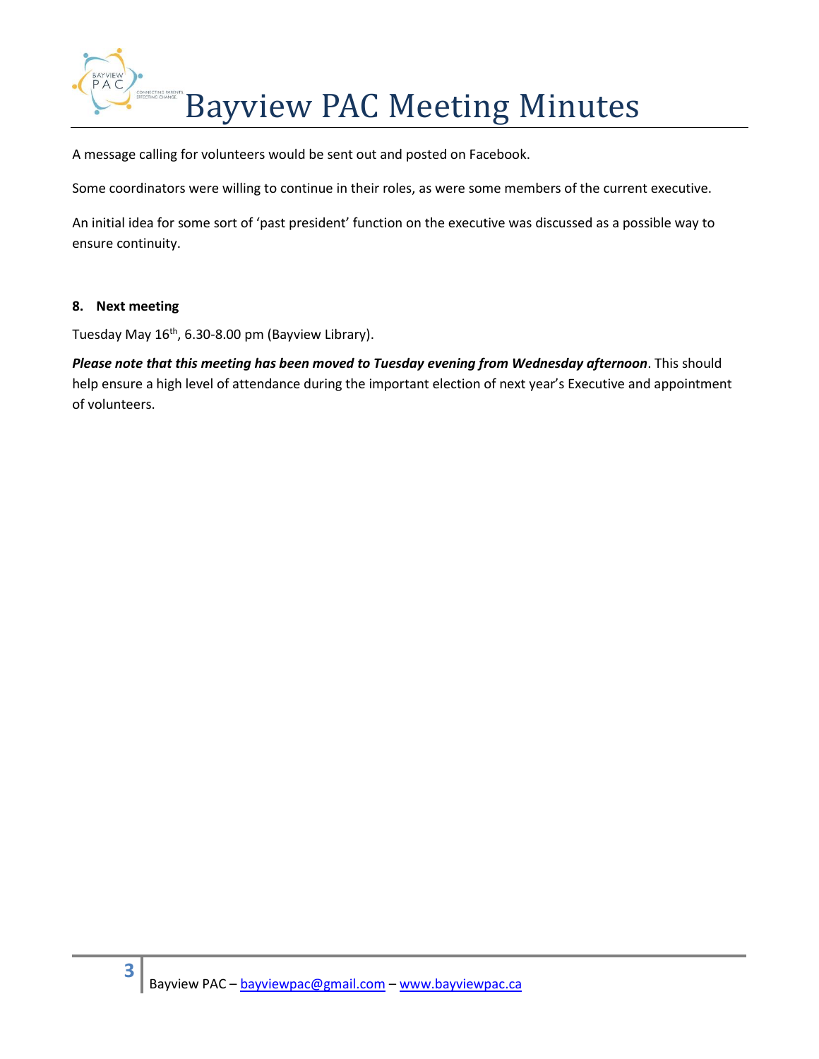A message calling for volunteers would be sent out and posted on Facebook.

Some coordinators were willing to continue in their roles, as were some members of the current executive.

An initial idea for some sort of 'past president' function on the executive was discussed as a possible way to ensure continuity.

**8. Next meeting**

Tuesday May 16th, 6.30-8.00 pm (Bayview Library).

***Please note that this meeting has been moved to Tuesday evening from Wednesday afternoon***. This should help ensure a high level of attendance during the important election of next year's Executive and appointment of volunteers.